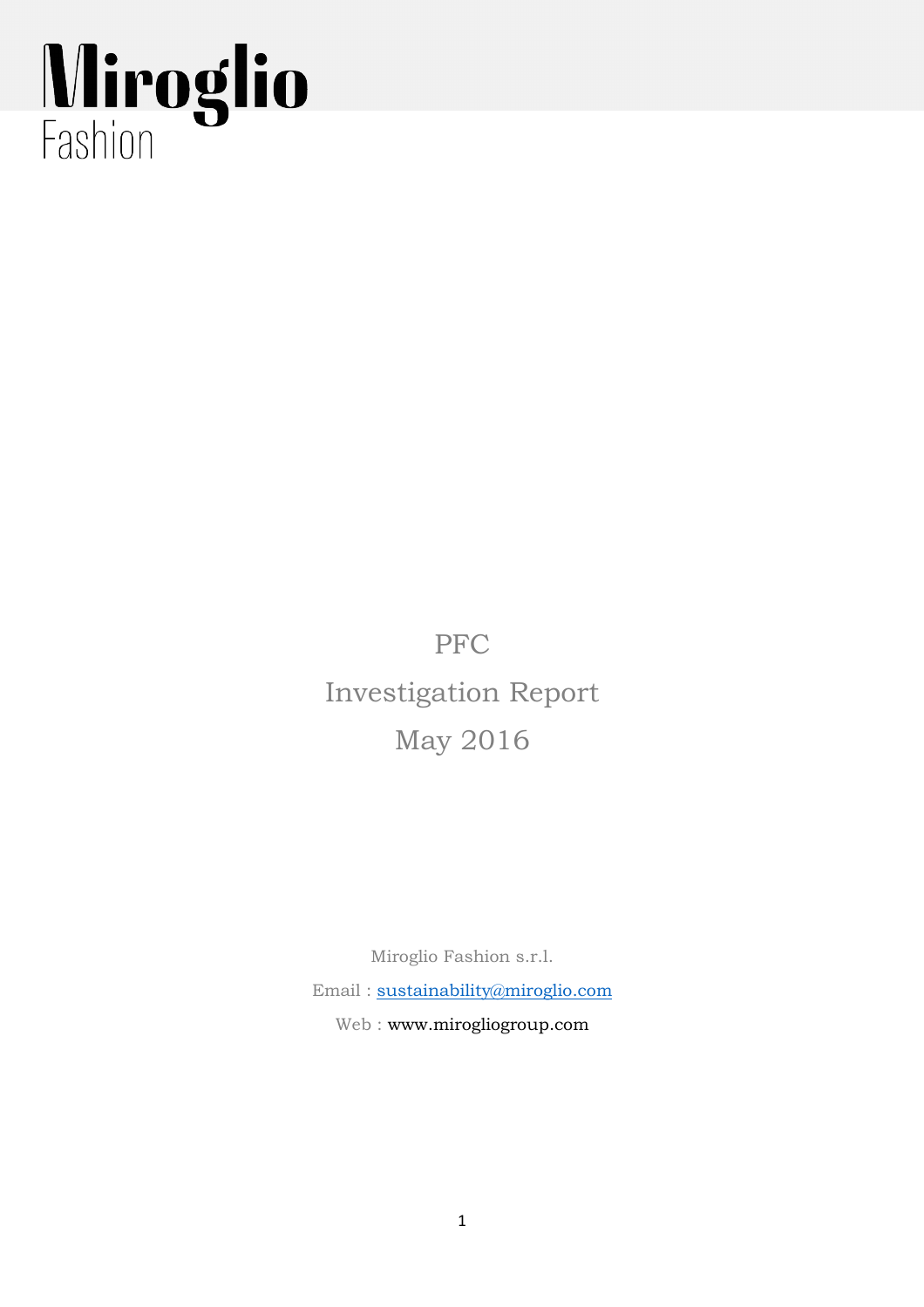# Miroglio
Fashion

PFC

Investigation Report

May 2016

Miroglio Fashion s.r.l.

Email : sustainability@miroglio.com

Web : www.mirogliogroup.com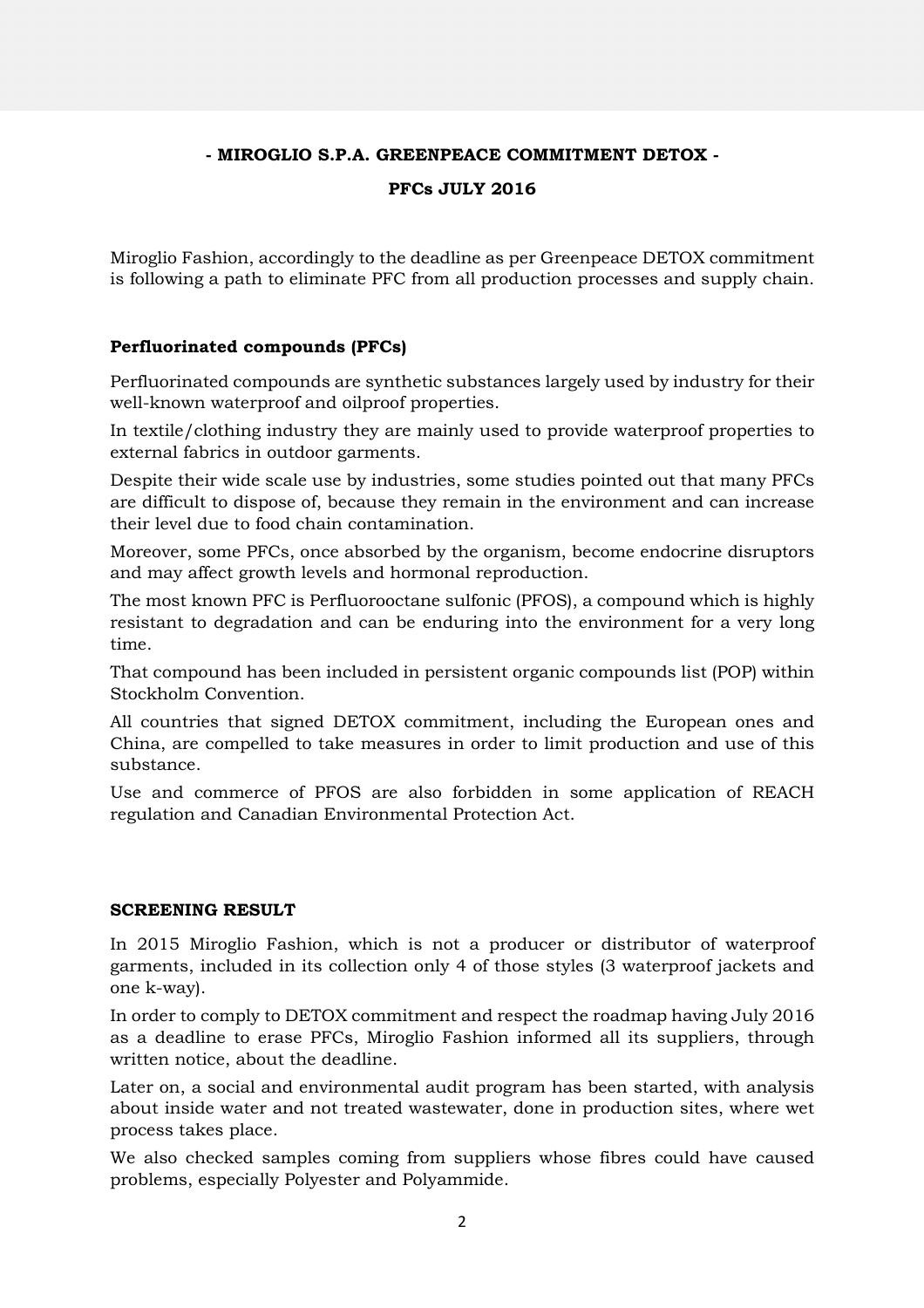**- MIROGLIO S.P.A. GREENPEACE COMMITMENT DETOX -**

**PFCs JULY 2016**

Miroglio Fashion, accordingly to the deadline as per Greenpeace DETOX commitment is following a path to eliminate PFC from all production processes and supply chain.

**Perfluorinated compounds (PFCs)**

Perfluorinated compounds are synthetic substances largely used by industry for their well-known waterproof and oilproof properties.

In textile/clothing industry they are mainly used to provide waterproof properties to external fabrics in outdoor garments.

Despite their wide scale use by industries, some studies pointed out that many PFCs are difficult to dispose of, because they remain in the environment and can increase their level due to food chain contamination.

Moreover, some PFCs, once absorbed by the organism, become endocrine disruptors and may affect growth levels and hormonal reproduction.

The most known PFC is Perfluorooctane sulfonic (PFOS), a compound which is highly resistant to degradation and can be enduring into the environment for a very long time.

That compound has been included in persistent organic compounds list (POP) within Stockholm Convention.

All countries that signed DETOX commitment, including the European ones and China, are compelled to take measures in order to limit production and use of this substance.

Use and commerce of PFOS are also forbidden in some application of REACH regulation and Canadian Environmental Protection Act.

**SCREENING RESULT**

In 2015 Miroglio Fashion, which is not a producer or distributor of waterproof garments, included in its collection only 4 of those styles (3 waterproof jackets and one k-way).

In order to comply to DETOX commitment and respect the roadmap having July 2016 as a deadline to erase PFCs, Miroglio Fashion informed all its suppliers, through written notice, about the deadline.

Later on, a social and environmental audit program has been started, with analysis about inside water and not treated wastewater, done in production sites, where wet process takes place.

We also checked samples coming from suppliers whose fibres could have caused problems, especially Polyester and Polyammide.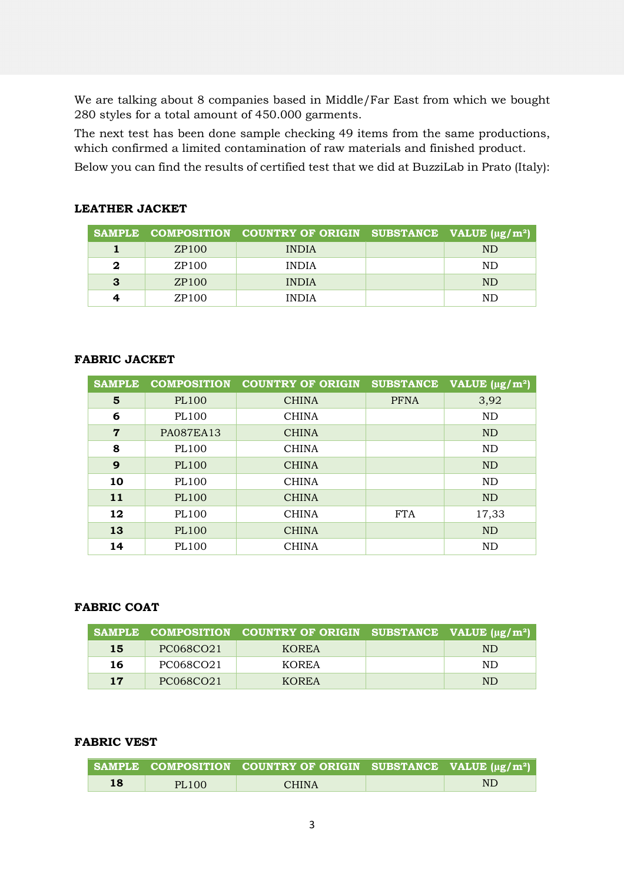We are talking about 8 companies based in Middle/Far East from which we bought 280 styles for a total amount of 450.000 garments.

The next test has been done sample checking 49 items from the same productions, which confirmed a limited contamination of raw materials and finished product.

Below you can find the results of certified test that we did at BuzziLab in Prato (Italy):

**LEATHER JACKET**

| SAMPLE | COMPOSITION | COUNTRY OF ORIGIN | SUBSTANCE | VALUE (µg/m²) |
|---|---|---|---|---|
| **1** | ZP100 | INDIA | | ND |
| **2** | ZP100 | INDIA | | ND |
| **3** | ZP100 | INDIA | | ND |
| **4** | ZP100 | INDIA | | ND |

**FABRIC JACKET**

| SAMPLE | COMPOSITION | COUNTRY OF ORIGIN | SUBSTANCE | VALUE (µg/m²) |
|---|---|---|---|---|
| **5** | PL100 | CHINA | PFNA | 3,92 |
| **6** | PL100 | CHINA | | ND |
| **7** | PA087EA13 | CHINA | | ND |
| **8** | PL100 | CHINA | | ND |
| **9** | PL100 | CHINA | | ND |
| **10** | PL100 | CHINA | | ND |
| **11** | PL100 | CHINA | | ND |
| **12** | PL100 | CHINA | FTA | 17,33 |
| **13** | PL100 | CHINA | | ND |
| **14** | PL100 | CHINA | | ND |

**FABRIC COAT**

| SAMPLE | COMPOSITION | COUNTRY OF ORIGIN | SUBSTANCE | VALUE (µg/m²) |
|---|---|---|---|---|
| **15** | PC068CO21 | KOREA | | ND |
| **16** | PC068CO21 | KOREA | | ND |
| **17** | PC068CO21 | KOREA | | ND |

**FABRIC VEST**

| SAMPLE | COMPOSITION | COUNTRY OF ORIGIN | SUBSTANCE | VALUE (µg/m²) |
|---|---|---|---|---|
| **18** | PL100 | CHINA | | ND |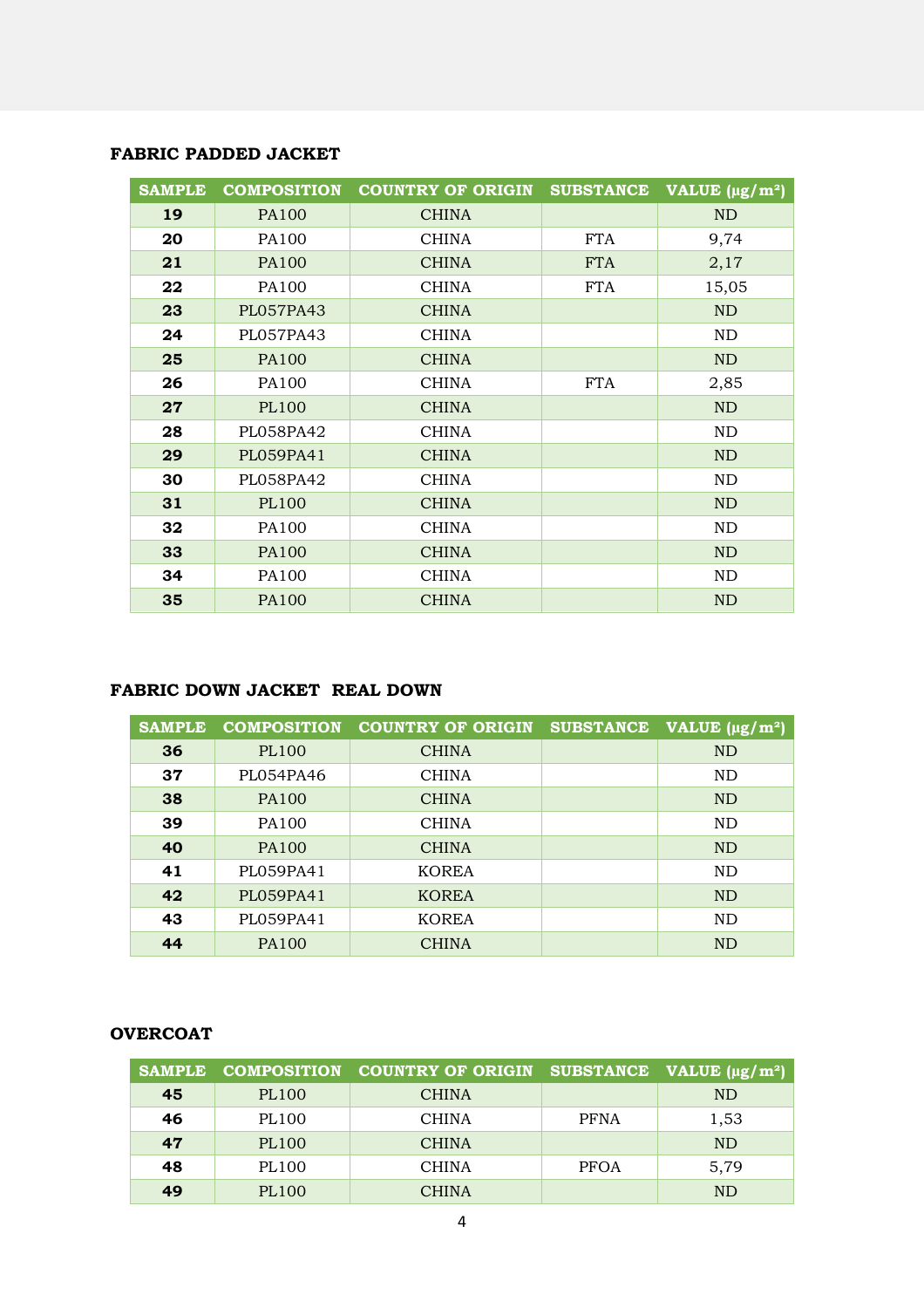**FABRIC PADDED JACKET**

| SAMPLE | COMPOSITION | COUNTRY OF ORIGIN | SUBSTANCE | VALUE (μg/m²) |
|---|---|---|---|---|
| **19** | PA100 | CHINA | | ND |
| **20** | PA100 | CHINA | FTA | 9,74 |
| **21** | PA100 | CHINA | FTA | 2,17 |
| **22** | PA100 | CHINA | FTA | 15,05 |
| **23** | PL057PA43 | CHINA | | ND |
| **24** | PL057PA43 | CHINA | | ND |
| **25** | PA100 | CHINA | | ND |
| **26** | PA100 | CHINA | FTA | 2,85 |
| **27** | PL100 | CHINA | | ND |
| **28** | PL058PA42 | CHINA | | ND |
| **29** | PL059PA41 | CHINA | | ND |
| **30** | PL058PA42 | CHINA | | ND |
| **31** | PL100 | CHINA | | ND |
| **32** | PA100 | CHINA | | ND |
| **33** | PA100 | CHINA | | ND |
| **34** | PA100 | CHINA | | ND |
| **35** | PA100 | CHINA | | ND |

**FABRIC DOWN JACKET REAL DOWN**

| SAMPLE | COMPOSITION | COUNTRY OF ORIGIN | SUBSTANCE | VALUE (μg/m²) |
|---|---|---|---|---|
| **36** | PL100 | CHINA | | ND |
| **37** | PL054PA46 | CHINA | | ND |
| **38** | PA100 | CHINA | | ND |
| **39** | PA100 | CHINA | | ND |
| **40** | PA100 | CHINA | | ND |
| **41** | PL059PA41 | KOREA | | ND |
| **42** | PL059PA41 | KOREA | | ND |
| **43** | PL059PA41 | KOREA | | ND |
| **44** | PA100 | CHINA | | ND |

**OVERCOAT**

| SAMPLE | COMPOSITION | COUNTRY OF ORIGIN | SUBSTANCE | VALUE (μg/m²) |
|---|---|---|---|---|
| **45** | PL100 | CHINA | | ND |
| **46** | PL100 | CHINA | PFNA | 1,53 |
| **47** | PL100 | CHINA | | ND |
| **48** | PL100 | CHINA | PFOA | 5,79 |
| **49** | PL100 | CHINA | | ND |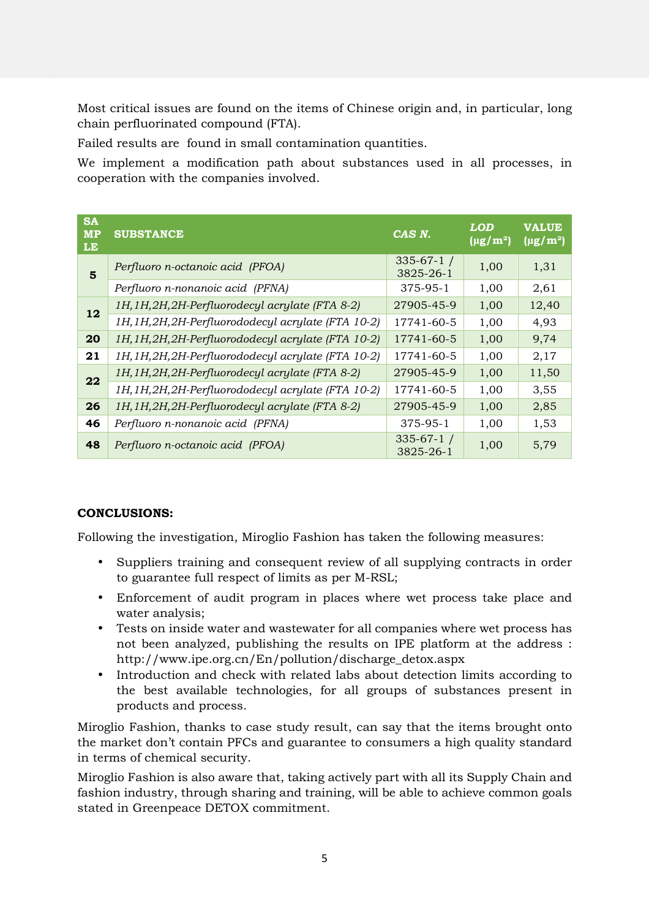Most critical issues are found on the items of Chinese origin and, in particular, long chain perfluorinated compound (FTA).

Failed results are found in small contamination quantities.

We implement a modification path about substances used in all processes, in cooperation with the companies involved.

| SAMPLE | SUBSTANCE | CAS N. | LOD (µg/m²) | VALUE (µg/m²) |
|---|---|---|---|---|
| 5 | *Perfluoro n-octanoic acid (PFOA)* | 335-67-1 / 3825-26-1 | 1,00 | 1,31 |
| | *Perfluoro n-nonanoic acid (PFNA)* | 375-95-1 | 1,00 | 2,61 |
| 12 | *1H,1H,2H,2H-Perfluorodecyl acrylate (FTA 8-2)* | 27905-45-9 | 1,00 | 12,40 |
| | *1H,1H,2H,2H-Perfluorododecyl acrylate (FTA 10-2)* | 17741-60-5 | 1,00 | 4,93 |
| 20 | *1H,1H,2H,2H-Perfluorododecyl acrylate (FTA 10-2)* | 17741-60-5 | 1,00 | 9,74 |
| 21 | *1H,1H,2H,2H-Perfluorododecyl acrylate (FTA 10-2)* | 17741-60-5 | 1,00 | 2,17 |
| 22 | *1H,1H,2H,2H-Perfluorodecyl acrylate (FTA 8-2)* | 27905-45-9 | 1,00 | 11,50 |
| | *1H,1H,2H,2H-Perfluorododecyl acrylate (FTA 10-2)* | 17741-60-5 | 1,00 | 3,55 |
| 26 | *1H,1H,2H,2H-Perfluorodecyl acrylate (FTA 8-2)* | 27905-45-9 | 1,00 | 2,85 |
| 46 | *Perfluoro n-nonanoic acid (PFNA)* | 375-95-1 | 1,00 | 1,53 |
| 48 | *Perfluoro n-octanoic acid (PFOA)* | 335-67-1 / 3825-26-1 | 1,00 | 5,79 |

**CONCLUSIONS:**

Following the investigation, Miroglio Fashion has taken the following measures:

- Suppliers training and consequent review of all supplying contracts in order to guarantee full respect of limits as per M-RSL;
- Enforcement of audit program in places where wet process take place and water analysis;
- Tests on inside water and wastewater for all companies where wet process has not been analyzed, publishing the results on IPE platform at the address : http://www.ipe.org.cn/En/pollution/discharge_detox.aspx
- Introduction and check with related labs about detection limits according to the best available technologies, for all groups of substances present in products and process.

Miroglio Fashion, thanks to case study result, can say that the items brought onto the market don't contain PFCs and guarantee to consumers a high quality standard in terms of chemical security.

Miroglio Fashion is also aware that, taking actively part with all its Supply Chain and fashion industry, through sharing and training, will be able to achieve common goals stated in Greenpeace DETOX commitment.